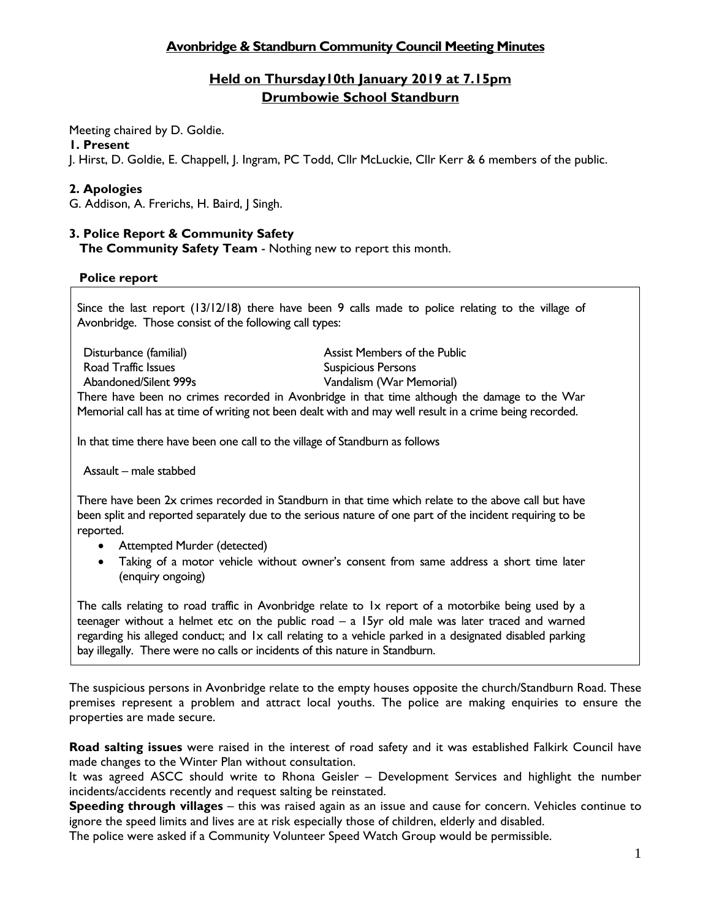# Avonbridge & Standburn Community Council Meeting Minutes

## Held on Thursday10th January 2019 at 7.15pm
## Drumbowie School Standburn

Meeting chaired by D. Goldie.

**1. Present**

J. Hirst, D. Goldie, E. Chappell, J. Ingram, PC Todd, Cllr McLuckie, Cllr Kerr & 6 members of the public.

**2. Apologies**

G. Addison, A. Frerichs, H. Baird, J Singh.

**3. Police Report & Community Safety**

**The Community Safety Team** - Nothing new to report this month.

**Police report**

Since the last report (13/12/18) there have been 9 calls made to police relating to the village of Avonbridge. Those consist of the following call types:

| | |
|---|---|
| Disturbance (familial) | Assist Members of the Public |
| Road Traffic Issues | Suspicious Persons |
| Abandoned/Silent 999s | Vandalism (War Memorial) |

There have been no crimes recorded in Avonbridge in that time although the damage to the War Memorial call has at time of writing not been dealt with and may well result in a crime being recorded.

In that time there have been one call to the village of Standburn as follows

Assault – male stabbed

There have been 2x crimes recorded in Standburn in that time which relate to the above call but have been split and reported separately due to the serious nature of one part of the incident requiring to be reported.

- Attempted Murder (detected)
- Taking of a motor vehicle without owner's consent from same address a short time later (enquiry ongoing)

The calls relating to road traffic in Avonbridge relate to 1x report of a motorbike being used by a teenager without a helmet etc on the public road – a 15yr old male was later traced and warned regarding his alleged conduct; and 1x call relating to a vehicle parked in a designated disabled parking bay illegally. There were no calls or incidents of this nature in Standburn.

The suspicious persons in Avonbridge relate to the empty houses opposite the church/Standburn Road. These premises represent a problem and attract local youths. The police are making enquiries to ensure the properties are made secure.

**Road salting issues** were raised in the interest of road safety and it was established Falkirk Council have made changes to the Winter Plan without consultation.

It was agreed ASCC should write to Rhona Geisler – Development Services and highlight the number incidents/accidents recently and request salting be reinstated.

**Speeding through villages** – this was raised again as an issue and cause for concern. Vehicles continue to ignore the speed limits and lives are at risk especially those of children, elderly and disabled.

The police were asked if a Community Volunteer Speed Watch Group would be permissible.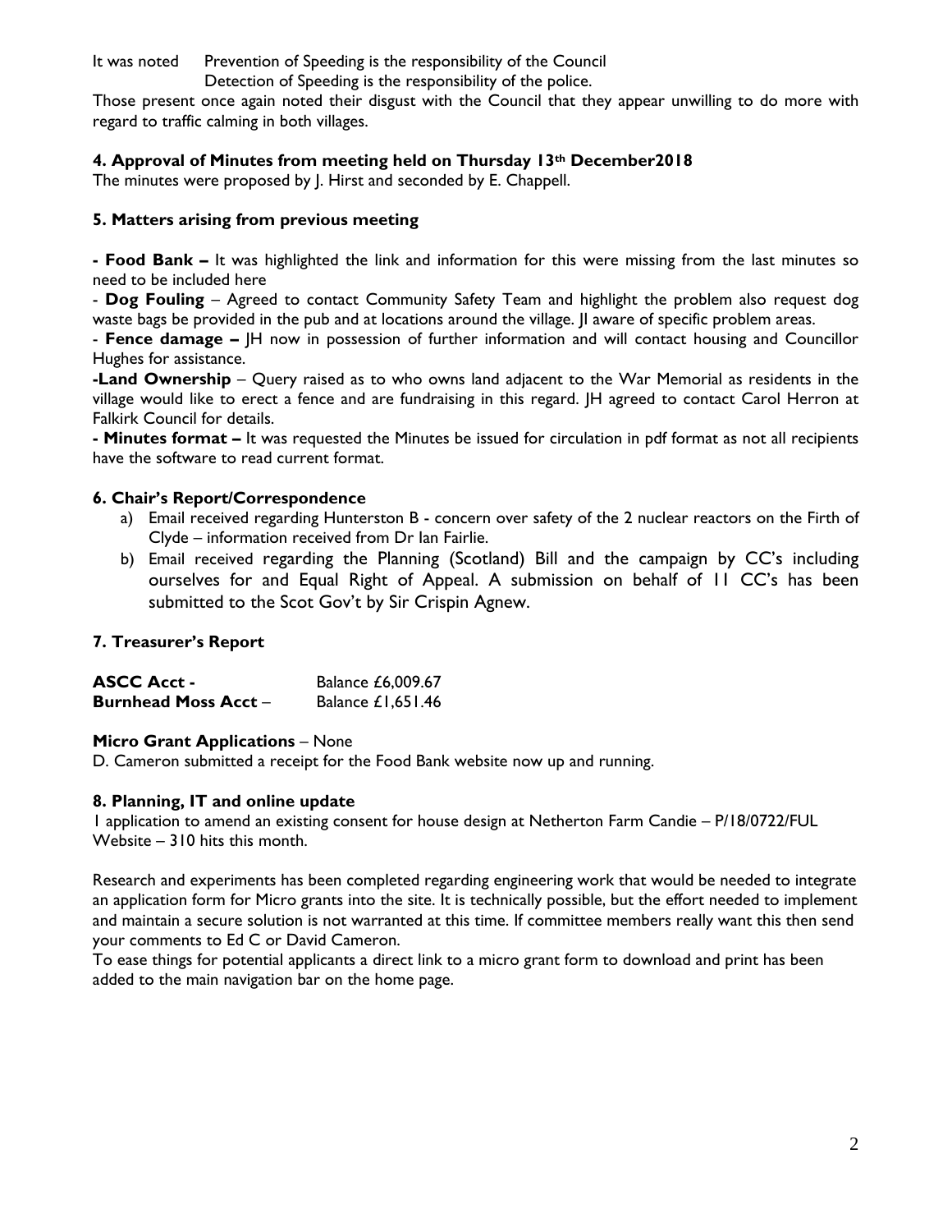It was noted Prevention of Speeding is the responsibility of the Council
Detection of Speeding is the responsibility of the police.

Those present once again noted their disgust with the Council that they appear unwilling to do more with regard to traffic calming in both villages.

### 4. Approval of Minutes from meeting held on Thursday 13th December2018

The minutes were proposed by J. Hirst and seconded by E. Chappell.

### 5. Matters arising from previous meeting

**- Food Bank –** It was highlighted the link and information for this were missing from the last minutes so need to be included here

- **Dog Fouling** – Agreed to contact Community Safety Team and highlight the problem also request dog waste bags be provided in the pub and at locations around the village. JI aware of specific problem areas.

- **Fence damage –** JH now in possession of further information and will contact housing and Councillor Hughes for assistance.

**-Land Ownership** – Query raised as to who owns land adjacent to the War Memorial as residents in the village would like to erect a fence and are fundraising in this regard. JH agreed to contact Carol Herron at Falkirk Council for details.

**- Minutes format –** It was requested the Minutes be issued for circulation in pdf format as not all recipients have the software to read current format.

### 6. Chair's Report/Correspondence

a) Email received regarding Hunterston B - concern over safety of the 2 nuclear reactors on the Firth of Clyde – information received from Dr Ian Fairlie.

b) Email received regarding the Planning (Scotland) Bill and the campaign by CC's including ourselves for and Equal Right of Appeal. A submission on behalf of 11 CC's has been submitted to the Scot Gov't by Sir Crispin Agnew.

### 7. Treasurer's Report

| | |
|---|---|
| **ASCC Acct -** | Balance £6,009.67 |
| **Burnhead Moss Acct** – | Balance £1,651.46 |

**Micro Grant Applications** – None

D. Cameron submitted a receipt for the Food Bank website now up and running.

### 8. Planning, IT and online update

1 application to amend an existing consent for house design at Netherton Farm Candie – P/18/0722/FUL
Website – 310 hits this month.

Research and experiments has been completed regarding engineering work that would be needed to integrate an application form for Micro grants into the site. It is technically possible, but the effort needed to implement and maintain a secure solution is not warranted at this time. If committee members really want this then send your comments to Ed C or David Cameron.

To ease things for potential applicants a direct link to a micro grant form to download and print has been added to the main navigation bar on the home page.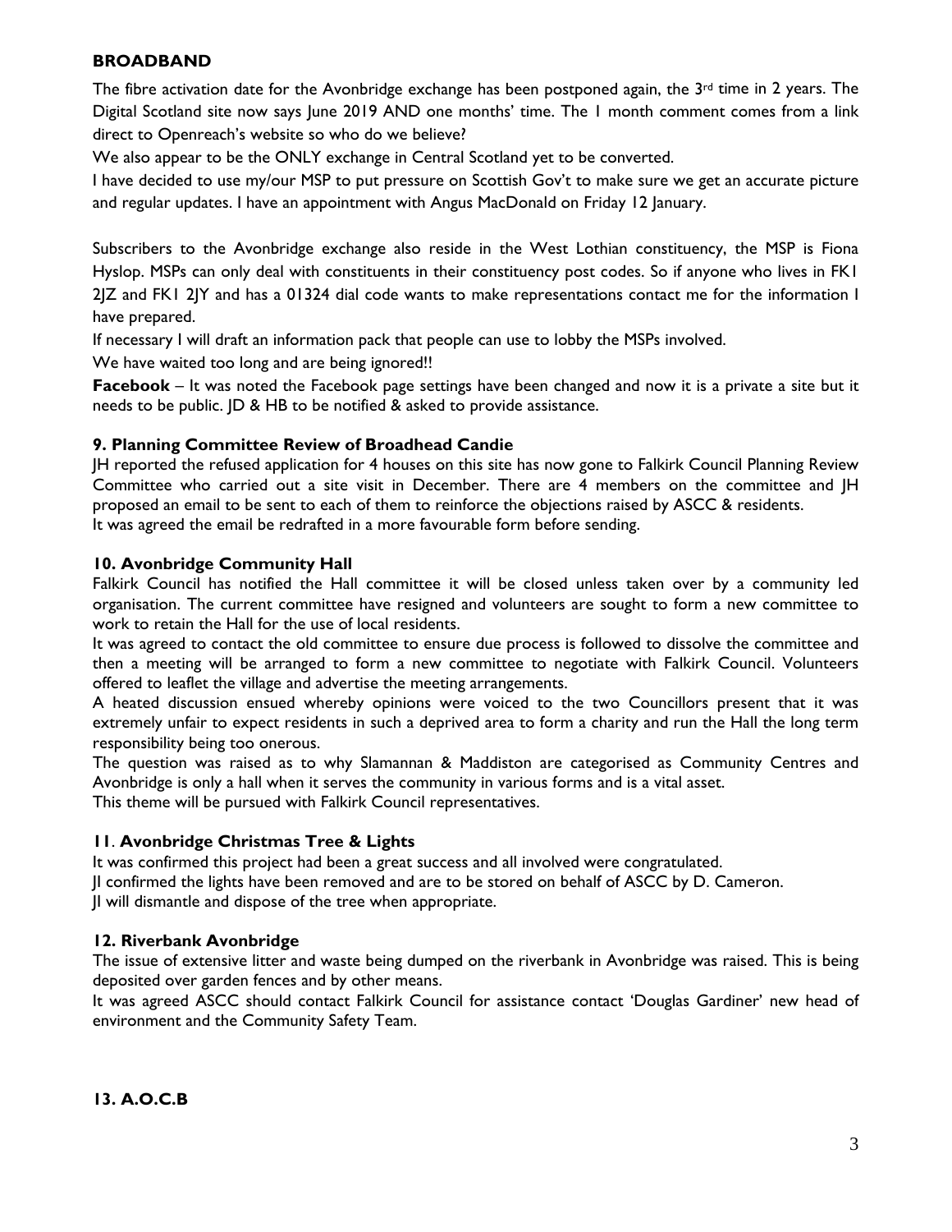**BROADBAND**

The fibre activation date for the Avonbridge exchange has been postponed again, the 3rd time in 2 years. The Digital Scotland site now says June 2019 AND one months' time. The 1 month comment comes from a link direct to Openreach's website so who do we believe?

We also appear to be the ONLY exchange in Central Scotland yet to be converted.

I have decided to use my/our MSP to put pressure on Scottish Gov't to make sure we get an accurate picture and regular updates. I have an appointment with Angus MacDonald on Friday 12 January.

Subscribers to the Avonbridge exchange also reside in the West Lothian constituency, the MSP is Fiona Hyslop. MSPs can only deal with constituents in their constituency post codes. So if anyone who lives in FK1 2JZ and FK1 2JY and has a 01324 dial code wants to make representations contact me for the information I have prepared.

If necessary I will draft an information pack that people can use to lobby the MSPs involved.

We have waited too long and are being ignored!!

**Facebook** – It was noted the Facebook page settings have been changed and now it is a private a site but it needs to be public. JD & HB to be notified & asked to provide assistance.

### 9. Planning Committee Review of Broadhead Candie

JH reported the refused application for 4 houses on this site has now gone to Falkirk Council Planning Review Committee who carried out a site visit in December. There are 4 members on the committee and JH proposed an email to be sent to each of them to reinforce the objections raised by ASCC & residents.

It was agreed the email be redrafted in a more favourable form before sending.

### 10. Avonbridge Community Hall

Falkirk Council has notified the Hall committee it will be closed unless taken over by a community led organisation. The current committee have resigned and volunteers are sought to form a new committee to work to retain the Hall for the use of local residents.

It was agreed to contact the old committee to ensure due process is followed to dissolve the committee and then a meeting will be arranged to form a new committee to negotiate with Falkirk Council. Volunteers offered to leaflet the village and advertise the meeting arrangements.

A heated discussion ensued whereby opinions were voiced to the two Councillors present that it was extremely unfair to expect residents in such a deprived area to form a charity and run the Hall the long term responsibility being too onerous.

The question was raised as to why Slamannan & Maddiston are categorised as Community Centres and Avonbridge is only a hall when it serves the community in various forms and is a vital asset.

This theme will be pursued with Falkirk Council representatives.

### 11. Avonbridge Christmas Tree & Lights

It was confirmed this project had been a great success and all involved were congratulated.

JI confirmed the lights have been removed and are to be stored on behalf of ASCC by D. Cameron.

JI will dismantle and dispose of the tree when appropriate.

### 12. Riverbank Avonbridge

The issue of extensive litter and waste being dumped on the riverbank in Avonbridge was raised. This is being deposited over garden fences and by other means.

It was agreed ASCC should contact Falkirk Council for assistance contact 'Douglas Gardiner' new head of environment and the Community Safety Team.

### 13. A.O.C.B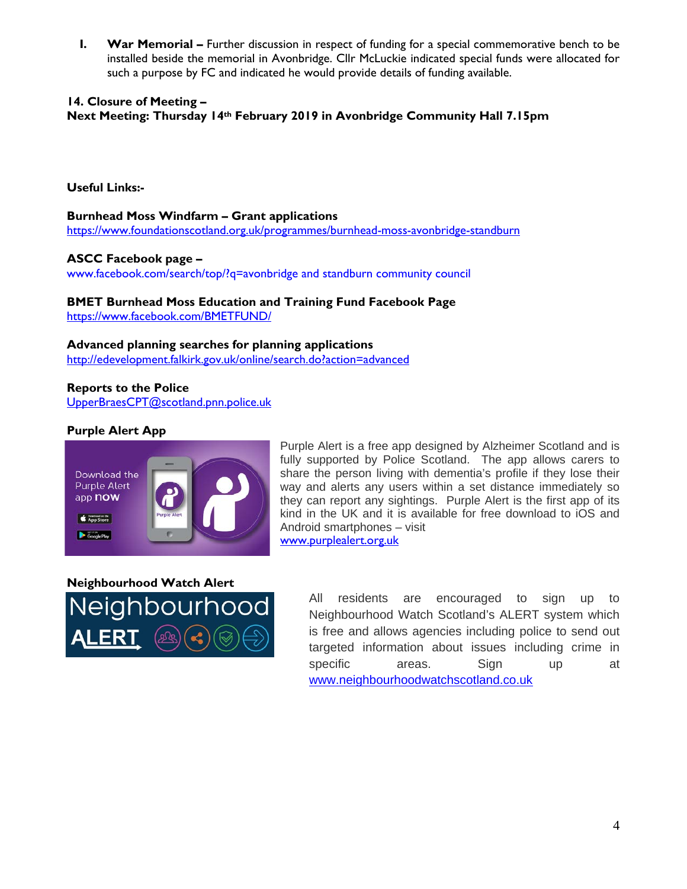**l. War Memorial –** Further discussion in respect of funding for a special commemorative bench to be installed beside the memorial in Avonbridge. Cllr McLuckie indicated special funds were allocated for such a purpose by FC and indicated he would provide details of funding available.

**14. Closure of Meeting –**
**Next Meeting: Thursday 14th February 2019 in Avonbridge Community Hall 7.15pm**

**Useful Links:-**

**Burnhead Moss Windfarm – Grant applications**
https://www.foundationscotland.org.uk/programmes/burnhead-moss-avonbridge-standburn

**ASCC Facebook page –**
www.facebook.com/search/top/?q=avonbridge and standburn community council

**BMET Burnhead Moss Education and Training Fund Facebook Page**
https://www.facebook.com/BMETFUND/

**Advanced planning searches for planning applications**
http://edevelopment.falkirk.gov.uk/online/search.do?action=advanced

**Reports to the Police**
UpperBraesCPT@scotland.pnn.police.uk

**Purple Alert App**

Purple Alert is a free app designed by Alzheimer Scotland and is fully supported by Police Scotland. The app allows carers to share the person living with dementia's profile if they lose their way and alerts any users within a set distance immediately so they can report any sightings. Purple Alert is the first app of its kind in the UK and it is available for free download to iOS and Android smartphones – visit www.purplealert.org.uk

**Neighbourhood Watch Alert**

All residents are encouraged to sign up to Neighbourhood Watch Scotland's ALERT system which is free and allows agencies including police to send out targeted information about issues including crime in specific areas. Sign up at www.neighbourhoodwatchscotland.co.uk